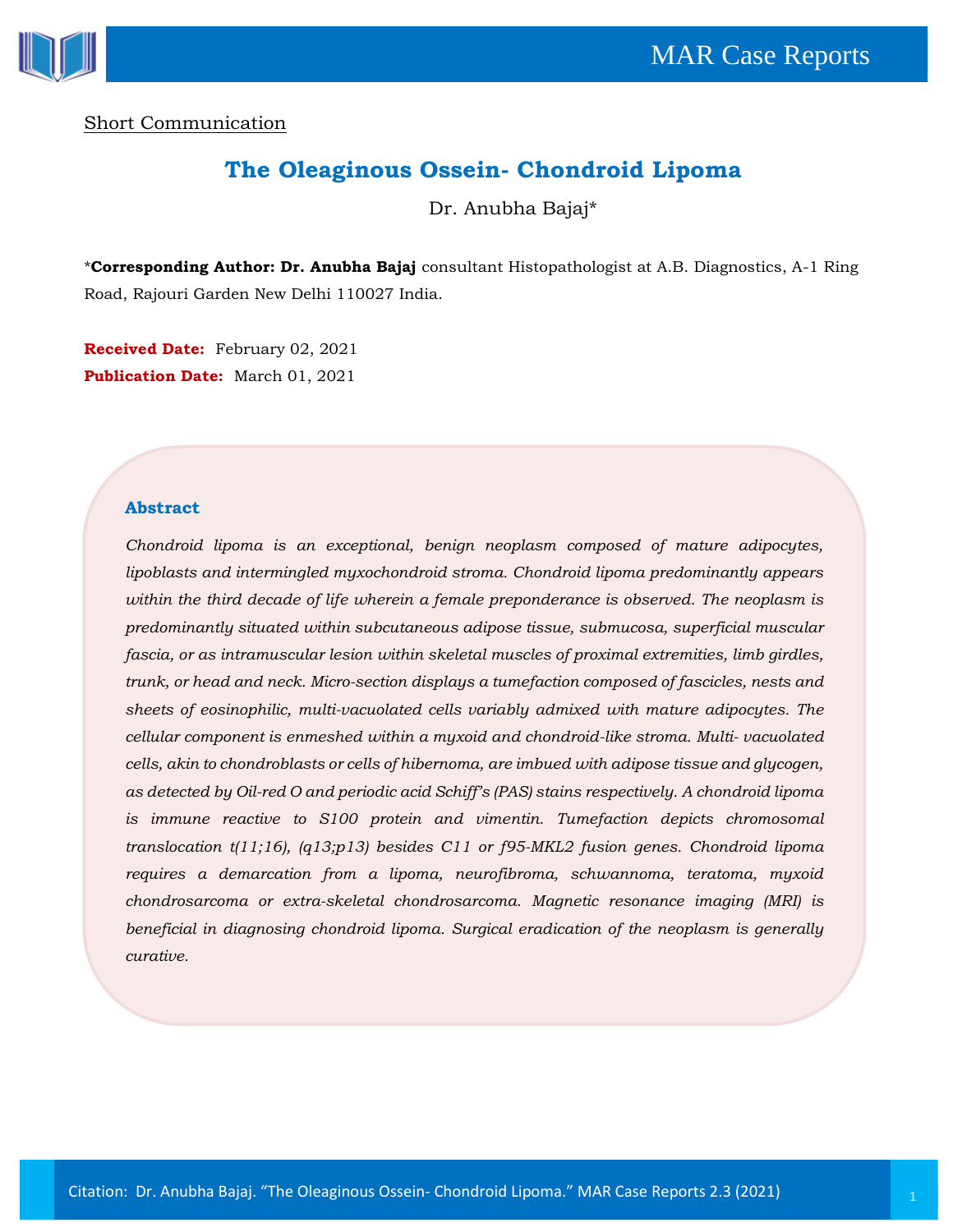Short Communication

# The Oleaginous Ossein- Chondroid Lipoma

Dr. Anubha Bajaj*

***Corresponding Author: Dr. Anubha Bajaj** consultant Histopathologist at A.B. Diagnostics, A-1 Ring Road, Rajouri Garden New Delhi 110027 India.

**Received Date:** February 02, 2021

**Publication Date:** March 01, 2021

### Abstract

*Chondroid lipoma is an exceptional, benign neoplasm composed of mature adipocytes, lipoblasts and intermingled myxochondroid stroma. Chondroid lipoma predominantly appears within the third decade of life wherein a female preponderance is observed. The neoplasm is predominantly situated within subcutaneous adipose tissue, submucosa, superficial muscular fascia, or as intramuscular lesion within skeletal muscles of proximal extremities, limb girdles, trunk, or head and neck. Micro-section displays a tumefaction composed of fascicles, nests and sheets of eosinophilic, multi-vacuolated cells variably admixed with mature adipocytes. The cellular component is enmeshed within a myxoid and chondroid-like stroma. Multi- vacuolated cells, akin to chondroblasts or cells of hibernoma, are imbued with adipose tissue and glycogen, as detected by Oil-red O and periodic acid Schiff's (PAS) stains respectively. A chondroid lipoma is immune reactive to S100 protein and vimentin. Tumefaction depicts chromosomal translocation t(11;16), (q13;p13) besides C11 or f95-MKL2 fusion genes. Chondroid lipoma requires a demarcation from a lipoma, neurofibroma, schwannoma, teratoma, myxoid chondrosarcoma or extra-skeletal chondrosarcoma. Magnetic resonance imaging (MRI) is beneficial in diagnosing chondroid lipoma. Surgical eradication of the neoplasm is generally curative.*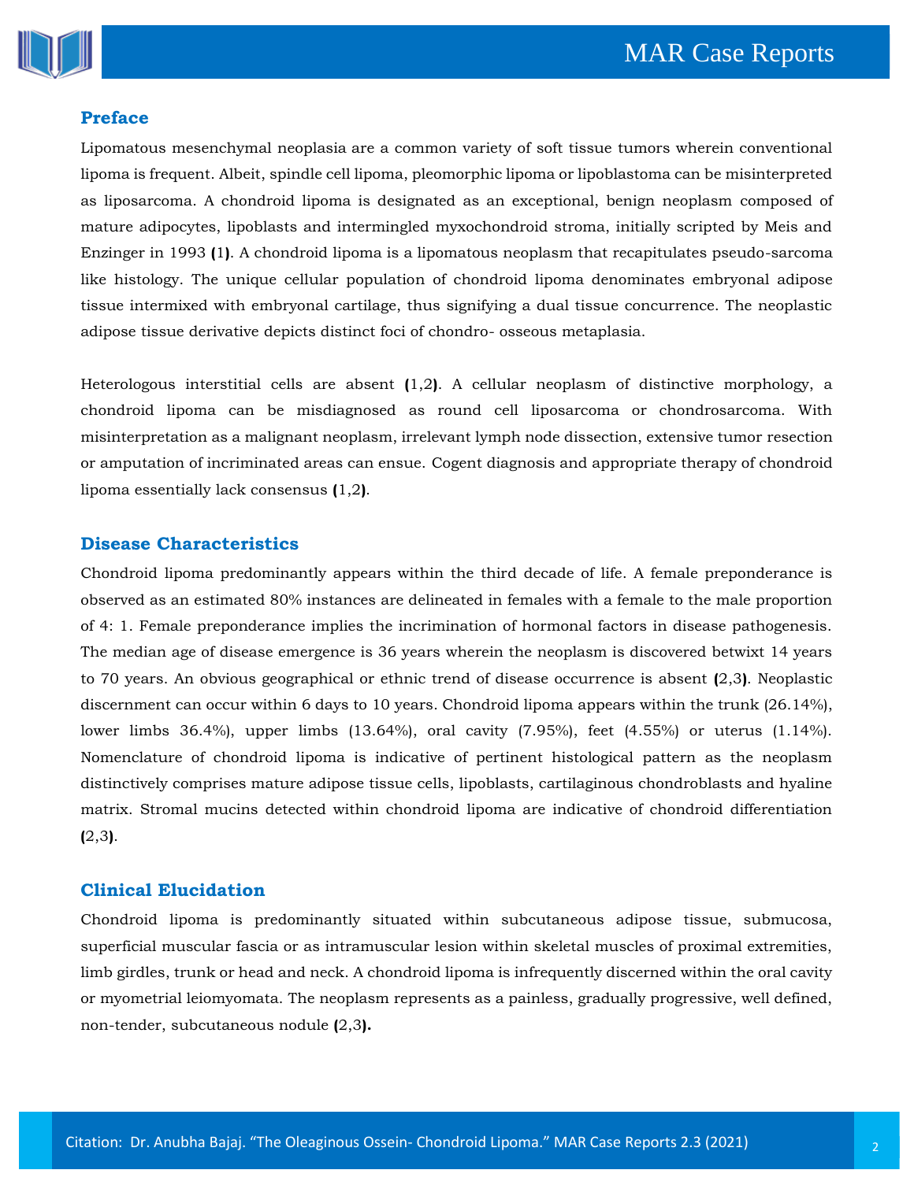## Preface

Lipomatous mesenchymal neoplasia are a common variety of soft tissue tumors wherein conventional lipoma is frequent. Albeit, spindle cell lipoma, pleomorphic lipoma or lipoblastoma can be misinterpreted as liposarcoma. A chondroid lipoma is designated as an exceptional, benign neoplasm composed of mature adipocytes, lipoblasts and intermingled myxochondroid stroma, initially scripted by Meis and Enzinger in 1993 (1). A chondroid lipoma is a lipomatous neoplasm that recapitulates pseudo-sarcoma like histology. The unique cellular population of chondroid lipoma denominates embryonal adipose tissue intermixed with embryonal cartilage, thus signifying a dual tissue concurrence. The neoplastic adipose tissue derivative depicts distinct foci of chondro- osseous metaplasia.

Heterologous interstitial cells are absent (1,2). A cellular neoplasm of distinctive morphology, a chondroid lipoma can be misdiagnosed as round cell liposarcoma or chondrosarcoma. With misinterpretation as a malignant neoplasm, irrelevant lymph node dissection, extensive tumor resection or amputation of incriminated areas can ensue. Cogent diagnosis and appropriate therapy of chondroid lipoma essentially lack consensus (1,2).

## Disease Characteristics

Chondroid lipoma predominantly appears within the third decade of life. A female preponderance is observed as an estimated 80% instances are delineated in females with a female to the male proportion of 4: 1. Female preponderance implies the incrimination of hormonal factors in disease pathogenesis. The median age of disease emergence is 36 years wherein the neoplasm is discovered betwixt 14 years to 70 years. An obvious geographical or ethnic trend of disease occurrence is absent (2,3). Neoplastic discernment can occur within 6 days to 10 years. Chondroid lipoma appears within the trunk (26.14%), lower limbs 36.4%), upper limbs (13.64%), oral cavity (7.95%), feet (4.55%) or uterus (1.14%). Nomenclature of chondroid lipoma is indicative of pertinent histological pattern as the neoplasm distinctively comprises mature adipose tissue cells, lipoblasts, cartilaginous chondroblasts and hyaline matrix. Stromal mucins detected within chondroid lipoma are indicative of chondroid differentiation (2,3).

## Clinical Elucidation

Chondroid lipoma is predominantly situated within subcutaneous adipose tissue, submucosa, superficial muscular fascia or as intramuscular lesion within skeletal muscles of proximal extremities, limb girdles, trunk or head and neck. A chondroid lipoma is infrequently discerned within the oral cavity or myometrial leiomyomata. The neoplasm represents as a painless, gradually progressive, well defined, non-tender, subcutaneous nodule (2,3).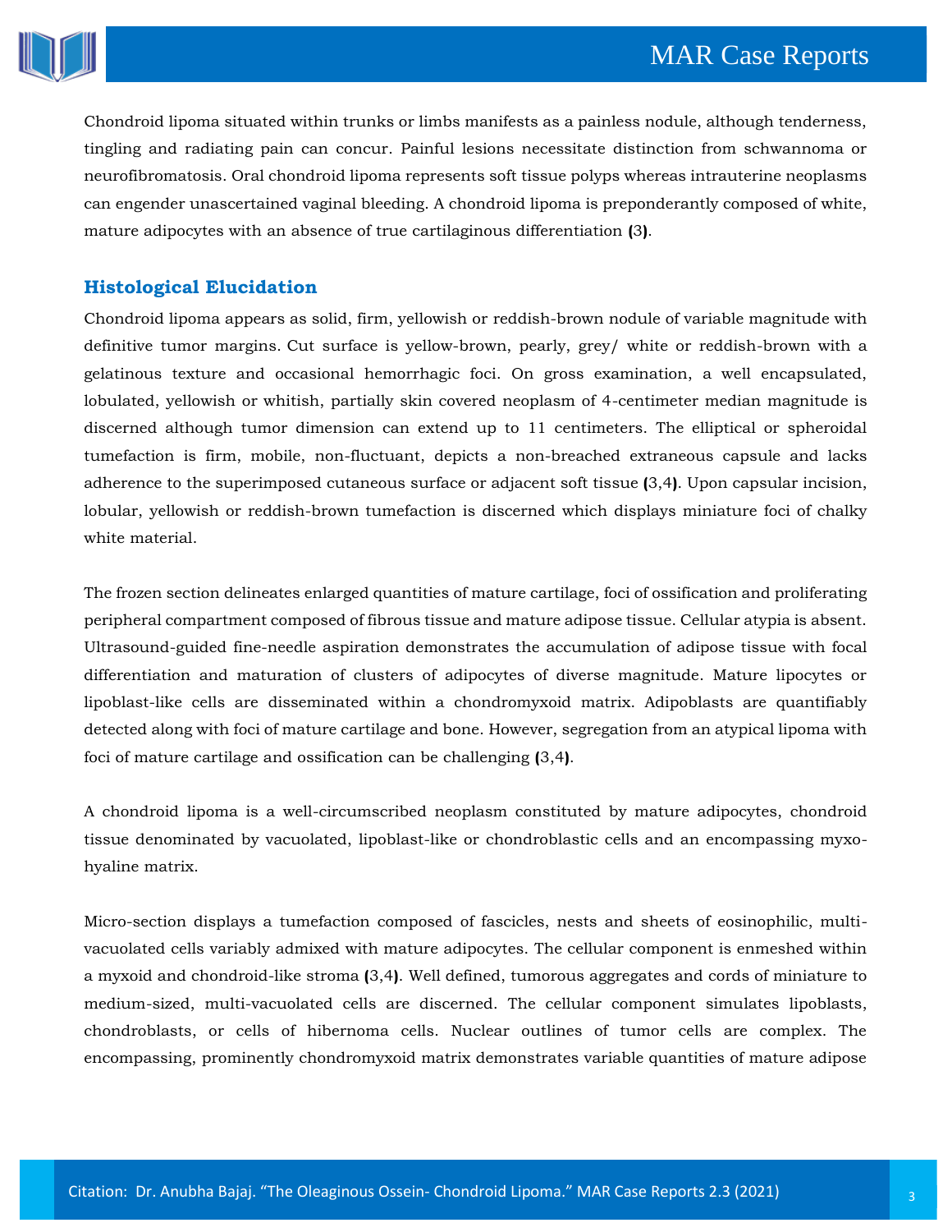Chondroid lipoma situated within trunks or limbs manifests as a painless nodule, although tenderness, tingling and radiating pain can concur. Painful lesions necessitate distinction from schwannoma or neurofibromatosis. Oral chondroid lipoma represents soft tissue polyps whereas intrauterine neoplasms can engender unascertained vaginal bleeding. A chondroid lipoma is preponderantly composed of white, mature adipocytes with an absence of true cartilaginous differentiation **(**3**)**.

## Histological Elucidation

Chondroid lipoma appears as solid, firm, yellowish or reddish-brown nodule of variable magnitude with definitive tumor margins. Cut surface is yellow-brown, pearly, grey/ white or reddish-brown with a gelatinous texture and occasional hemorrhagic foci. On gross examination, a well encapsulated, lobulated, yellowish or whitish, partially skin covered neoplasm of 4-centimeter median magnitude is discerned although tumor dimension can extend up to 11 centimeters. The elliptical or spheroidal tumefaction is firm, mobile, non-fluctuant, depicts a non-breached extraneous capsule and lacks adherence to the superimposed cutaneous surface or adjacent soft tissue **(**3,4**)**. Upon capsular incision, lobular, yellowish or reddish-brown tumefaction is discerned which displays miniature foci of chalky white material.

The frozen section delineates enlarged quantities of mature cartilage, foci of ossification and proliferating peripheral compartment composed of fibrous tissue and mature adipose tissue. Cellular atypia is absent. Ultrasound-guided fine-needle aspiration demonstrates the accumulation of adipose tissue with focal differentiation and maturation of clusters of adipocytes of diverse magnitude. Mature lipocytes or lipoblast-like cells are disseminated within a chondromyxoid matrix. Adipoblasts are quantifiably detected along with foci of mature cartilage and bone. However, segregation from an atypical lipoma with foci of mature cartilage and ossification can be challenging **(**3,4**)**.

A chondroid lipoma is a well-circumscribed neoplasm constituted by mature adipocytes, chondroid tissue denominated by vacuolated, lipoblast-like or chondroblastic cells and an encompassing myxo-hyaline matrix.

Micro-section displays a tumefaction composed of fascicles, nests and sheets of eosinophilic, multi-vacuolated cells variably admixed with mature adipocytes. The cellular component is enmeshed within a myxoid and chondroid-like stroma **(**3,4**)**. Well defined, tumorous aggregates and cords of miniature to medium-sized, multi-vacuolated cells are discerned. The cellular component simulates lipoblasts, chondroblasts, or cells of hibernoma cells. Nuclear outlines of tumor cells are complex. The encompassing, prominently chondromyxoid matrix demonstrates variable quantities of mature adipose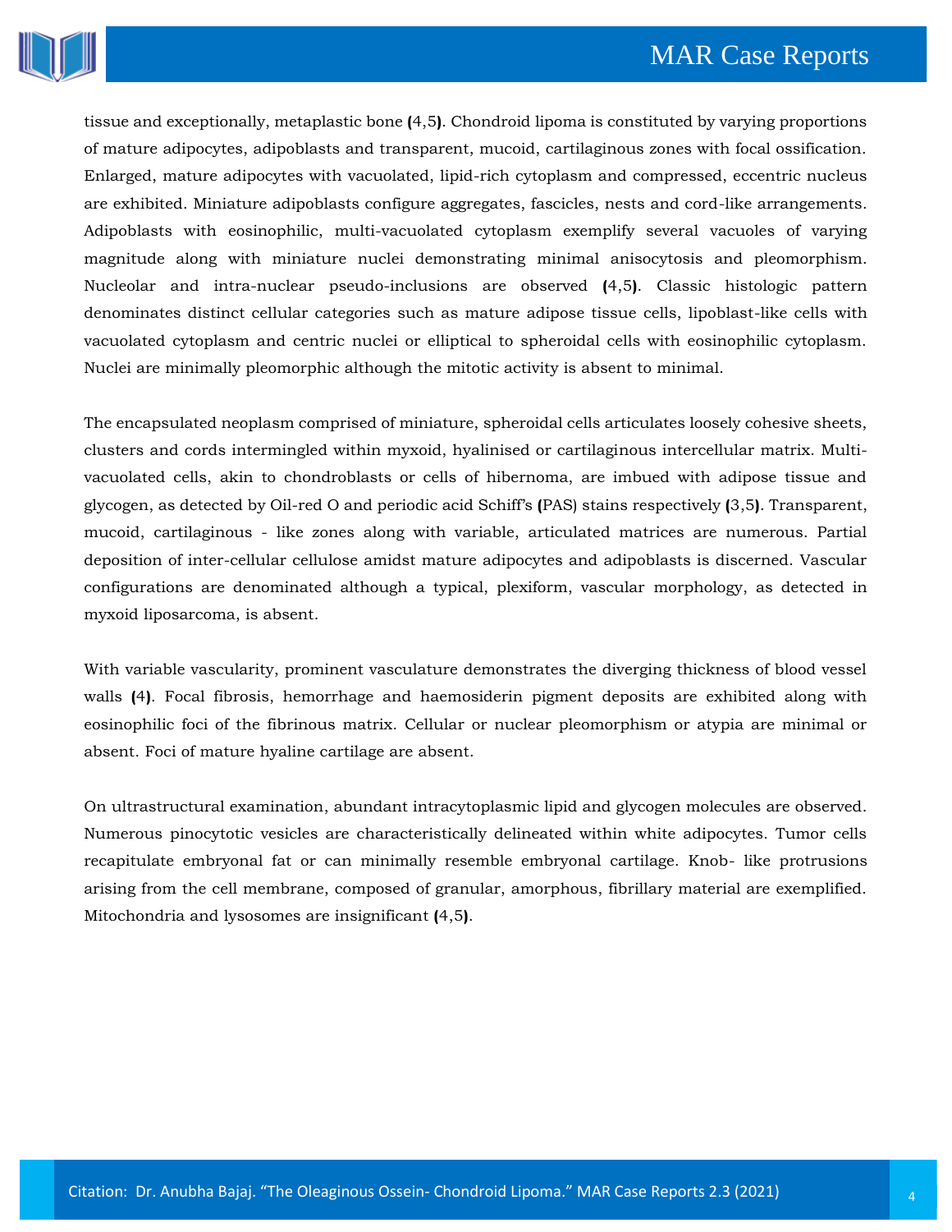tissue and exceptionally, metaplastic bone (4,5). Chondroid lipoma is constituted by varying proportions of mature adipocytes, adipoblasts and transparent, mucoid, cartilaginous zones with focal ossification. Enlarged, mature adipocytes with vacuolated, lipid-rich cytoplasm and compressed, eccentric nucleus are exhibited. Miniature adipoblasts configure aggregates, fascicles, nests and cord-like arrangements. Adipoblasts with eosinophilic, multi-vacuolated cytoplasm exemplify several vacuoles of varying magnitude along with miniature nuclei demonstrating minimal anisocytosis and pleomorphism. Nucleolar and intra-nuclear pseudo-inclusions are observed (4,5). Classic histologic pattern denominates distinct cellular categories such as mature adipose tissue cells, lipoblast-like cells with vacuolated cytoplasm and centric nuclei or elliptical to spheroidal cells with eosinophilic cytoplasm. Nuclei are minimally pleomorphic although the mitotic activity is absent to minimal.

The encapsulated neoplasm comprised of miniature, spheroidal cells articulates loosely cohesive sheets, clusters and cords intermingled within myxoid, hyalinised or cartilaginous intercellular matrix. Multi-vacuolated cells, akin to chondroblasts or cells of hibernoma, are imbued with adipose tissue and glycogen, as detected by Oil-red O and periodic acid Schiff's (PAS) stains respectively (3,5). Transparent, mucoid, cartilaginous - like zones along with variable, articulated matrices are numerous. Partial deposition of inter-cellular cellulose amidst mature adipocytes and adipoblasts is discerned. Vascular configurations are denominated although a typical, plexiform, vascular morphology, as detected in myxoid liposarcoma, is absent.

With variable vascularity, prominent vasculature demonstrates the diverging thickness of blood vessel walls (4). Focal fibrosis, hemorrhage and haemosiderin pigment deposits are exhibited along with eosinophilic foci of the fibrinous matrix. Cellular or nuclear pleomorphism or atypia are minimal or absent. Foci of mature hyaline cartilage are absent.

On ultrastructural examination, abundant intracytoplasmic lipid and glycogen molecules are observed. Numerous pinocytotic vesicles are characteristically delineated within white adipocytes. Tumor cells recapitulate embryonal fat or can minimally resemble embryonal cartilage. Knob- like protrusions arising from the cell membrane, composed of granular, amorphous, fibrillary material are exemplified. Mitochondria and lysosomes are insignificant (4,5).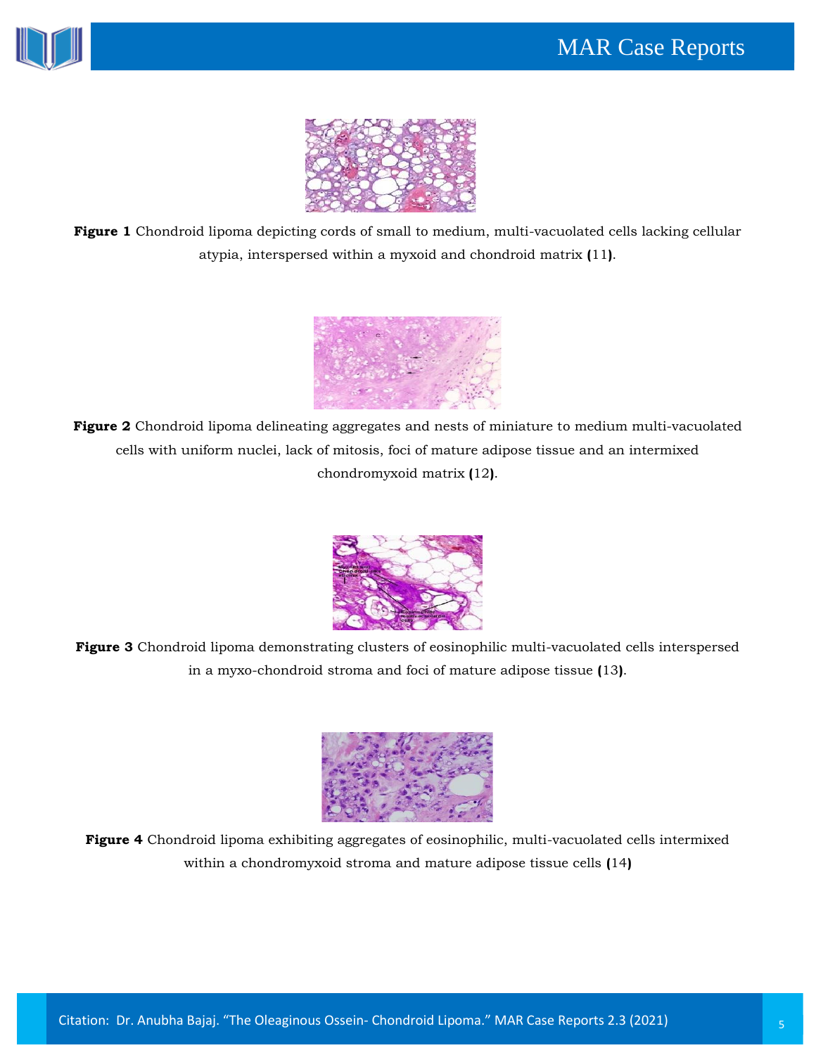**Figure 1** Chondroid lipoma depicting cords of small to medium, multi-vacuolated cells lacking cellular atypia, interspersed within a myxoid and chondroid matrix **(**11**)**.

**Figure 2** Chondroid lipoma delineating aggregates and nests of miniature to medium multi-vacuolated cells with uniform nuclei, lack of mitosis, foci of mature adipose tissue and an intermixed chondromyxoid matrix **(**12**)**.

**Figure 3** Chondroid lipoma demonstrating clusters of eosinophilic multi-vacuolated cells interspersed in a myxo-chondroid stroma and foci of mature adipose tissue **(**13**)**.

**Figure 4** Chondroid lipoma exhibiting aggregates of eosinophilic, multi-vacuolated cells intermixed within a chondromyxoid stroma and mature adipose tissue cells **(**14**)**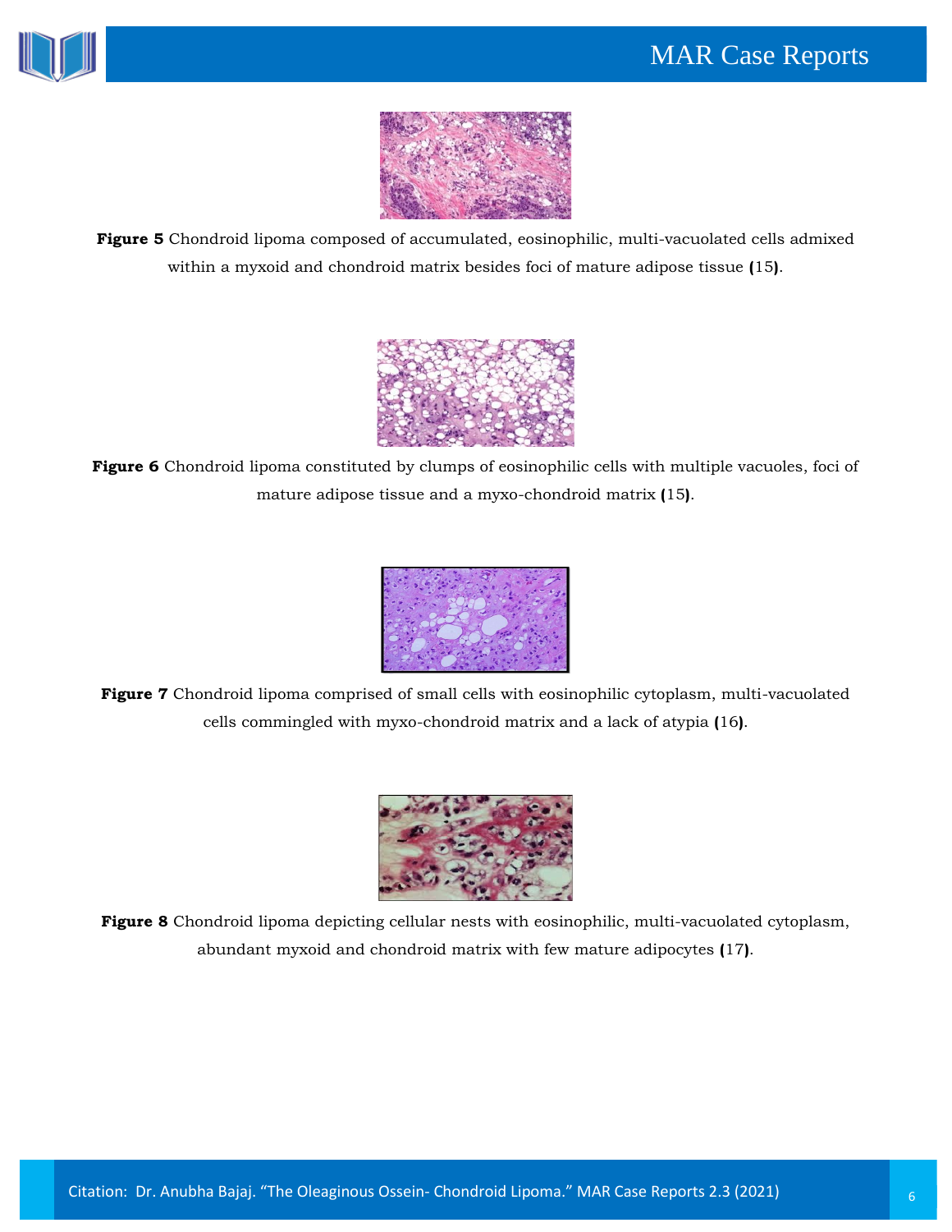**Figure 5** Chondroid lipoma composed of accumulated, eosinophilic, multi-vacuolated cells admixed within a myxoid and chondroid matrix besides foci of mature adipose tissue **(**15**)**.

**Figure 6** Chondroid lipoma constituted by clumps of eosinophilic cells with multiple vacuoles, foci of mature adipose tissue and a myxo-chondroid matrix **(**15**)**.

**Figure 7** Chondroid lipoma comprised of small cells with eosinophilic cytoplasm, multi-vacuolated cells commingled with myxo-chondroid matrix and a lack of atypia **(**16**)**.

**Figure 8** Chondroid lipoma depicting cellular nests with eosinophilic, multi-vacuolated cytoplasm, abundant myxoid and chondroid matrix with few mature adipocytes **(**17**)**.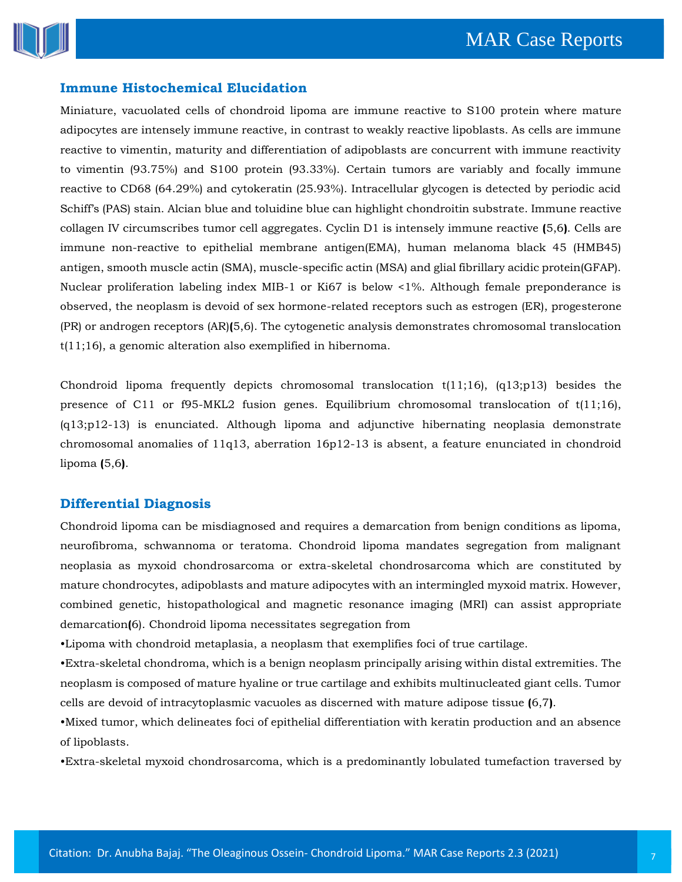## Immune Histochemical Elucidation

Miniature, vacuolated cells of chondroid lipoma are immune reactive to S100 protein where mature adipocytes are intensely immune reactive, in contrast to weakly reactive lipoblasts. As cells are immune reactive to vimentin, maturity and differentiation of adipoblasts are concurrent with immune reactivity to vimentin (93.75%) and S100 protein (93.33%). Certain tumors are variably and focally immune reactive to CD68 (64.29%) and cytokeratin (25.93%). Intracellular glycogen is detected by periodic acid Schiff's (PAS) stain. Alcian blue and toluidine blue can highlight chondroitin substrate. Immune reactive collagen IV circumscribes tumor cell aggregates. Cyclin D1 is intensely immune reactive **(**5,6**)**. Cells are immune non-reactive to epithelial membrane antigen(EMA), human melanoma black 45 (HMB45) antigen, smooth muscle actin (SMA), muscle-specific actin (MSA) and glial fibrillary acidic protein(GFAP). Nuclear proliferation labeling index MIB-1 or Ki67 is below <1%. Although female preponderance is observed, the neoplasm is devoid of sex hormone-related receptors such as estrogen (ER), progesterone (PR) or androgen receptors (AR)**(**5,6). The cytogenetic analysis demonstrates chromosomal translocation t(11;16), a genomic alteration also exemplified in hibernoma.

Chondroid lipoma frequently depicts chromosomal translocation t(11;16), (q13;p13) besides the presence of C11 or f95-MKL2 fusion genes. Equilibrium chromosomal translocation of t(11;16), (q13;p12-13) is enunciated. Although lipoma and adjunctive hibernating neoplasia demonstrate chromosomal anomalies of 11q13, aberration 16p12-13 is absent, a feature enunciated in chondroid lipoma **(**5,6**)**.

## Differential Diagnosis

Chondroid lipoma can be misdiagnosed and requires a demarcation from benign conditions as lipoma, neurofibroma, schwannoma or teratoma. Chondroid lipoma mandates segregation from malignant neoplasia as myxoid chondrosarcoma or extra-skeletal chondrosarcoma which are constituted by mature chondrocytes, adipoblasts and mature adipocytes with an intermingled myxoid matrix. However, combined genetic, histopathological and magnetic resonance imaging (MRI) can assist appropriate demarcation**(**6). Chondroid lipoma necessitates segregation from

- Lipoma with chondroid metaplasia, a neoplasm that exemplifies foci of true cartilage.
- Extra-skeletal chondroma, which is a benign neoplasm principally arising within distal extremities. The neoplasm is composed of mature hyaline or true cartilage and exhibits multinucleated giant cells. Tumor cells are devoid of intracytoplasmic vacuoles as discerned with mature adipose tissue **(**6,7**)**.
- Mixed tumor, which delineates foci of epithelial differentiation with keratin production and an absence of lipoblasts.
- Extra-skeletal myxoid chondrosarcoma, which is a predominantly lobulated tumefaction traversed by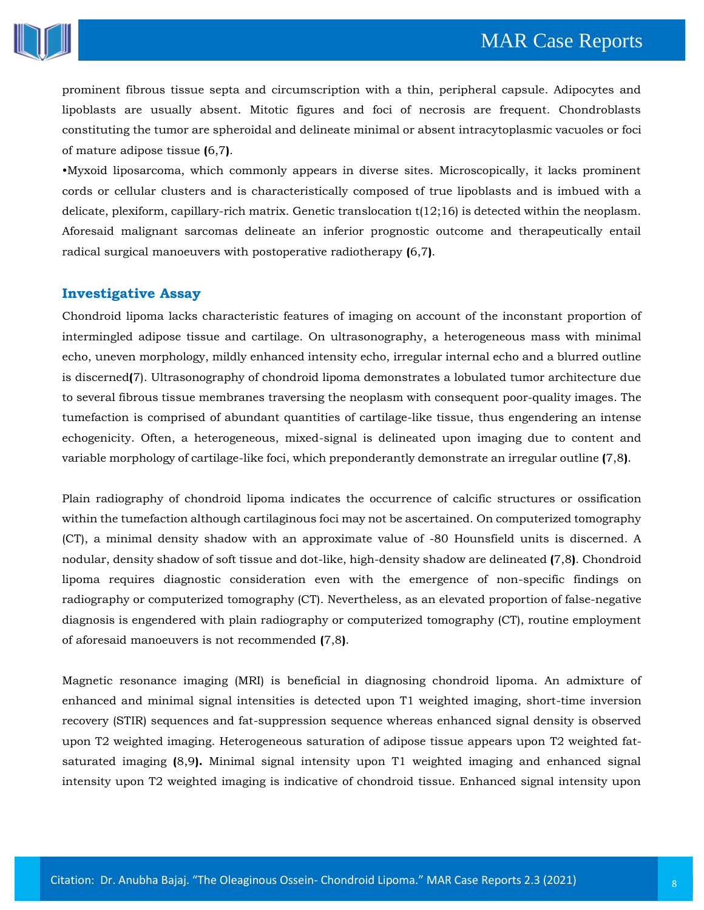prominent fibrous tissue septa and circumscription with a thin, peripheral capsule. Adipocytes and lipoblasts are usually absent. Mitotic figures and foci of necrosis are frequent. Chondroblasts constituting the tumor are spheroidal and delineate minimal or absent intracytoplasmic vacuoles or foci of mature adipose tissue (6,7).

•Myxoid liposarcoma, which commonly appears in diverse sites. Microscopically, it lacks prominent cords or cellular clusters and is characteristically composed of true lipoblasts and is imbued with a delicate, plexiform, capillary-rich matrix. Genetic translocation t(12;16) is detected within the neoplasm. Aforesaid malignant sarcomas delineate an inferior prognostic outcome and therapeutically entail radical surgical manoeuvers with postoperative radiotherapy (6,7).

## Investigative Assay

Chondroid lipoma lacks characteristic features of imaging on account of the inconstant proportion of intermingled adipose tissue and cartilage. On ultrasonography, a heterogeneous mass with minimal echo, uneven morphology, mildly enhanced intensity echo, irregular internal echo and a blurred outline is discerned(7). Ultrasonography of chondroid lipoma demonstrates a lobulated tumor architecture due to several fibrous tissue membranes traversing the neoplasm with consequent poor-quality images. The tumefaction is comprised of abundant quantities of cartilage-like tissue, thus engendering an intense echogenicity. Often, a heterogeneous, mixed-signal is delineated upon imaging due to content and variable morphology of cartilage-like foci, which preponderantly demonstrate an irregular outline (7,8).

Plain radiography of chondroid lipoma indicates the occurrence of calcific structures or ossification within the tumefaction although cartilaginous foci may not be ascertained. On computerized tomography (CT), a minimal density shadow with an approximate value of -80 Hounsfield units is discerned. A nodular, density shadow of soft tissue and dot-like, high-density shadow are delineated (7,8). Chondroid lipoma requires diagnostic consideration even with the emergence of non-specific findings on radiography or computerized tomography (CT). Nevertheless, as an elevated proportion of false-negative diagnosis is engendered with plain radiography or computerized tomography (CT), routine employment of aforesaid manoeuvers is not recommended (7,8).

Magnetic resonance imaging (MRI) is beneficial in diagnosing chondroid lipoma. An admixture of enhanced and minimal signal intensities is detected upon T1 weighted imaging, short-time inversion recovery (STIR) sequences and fat-suppression sequence whereas enhanced signal density is observed upon T2 weighted imaging. Heterogeneous saturation of adipose tissue appears upon T2 weighted fat-saturated imaging (8,9). Minimal signal intensity upon T1 weighted imaging and enhanced signal intensity upon T2 weighted imaging is indicative of chondroid tissue. Enhanced signal intensity upon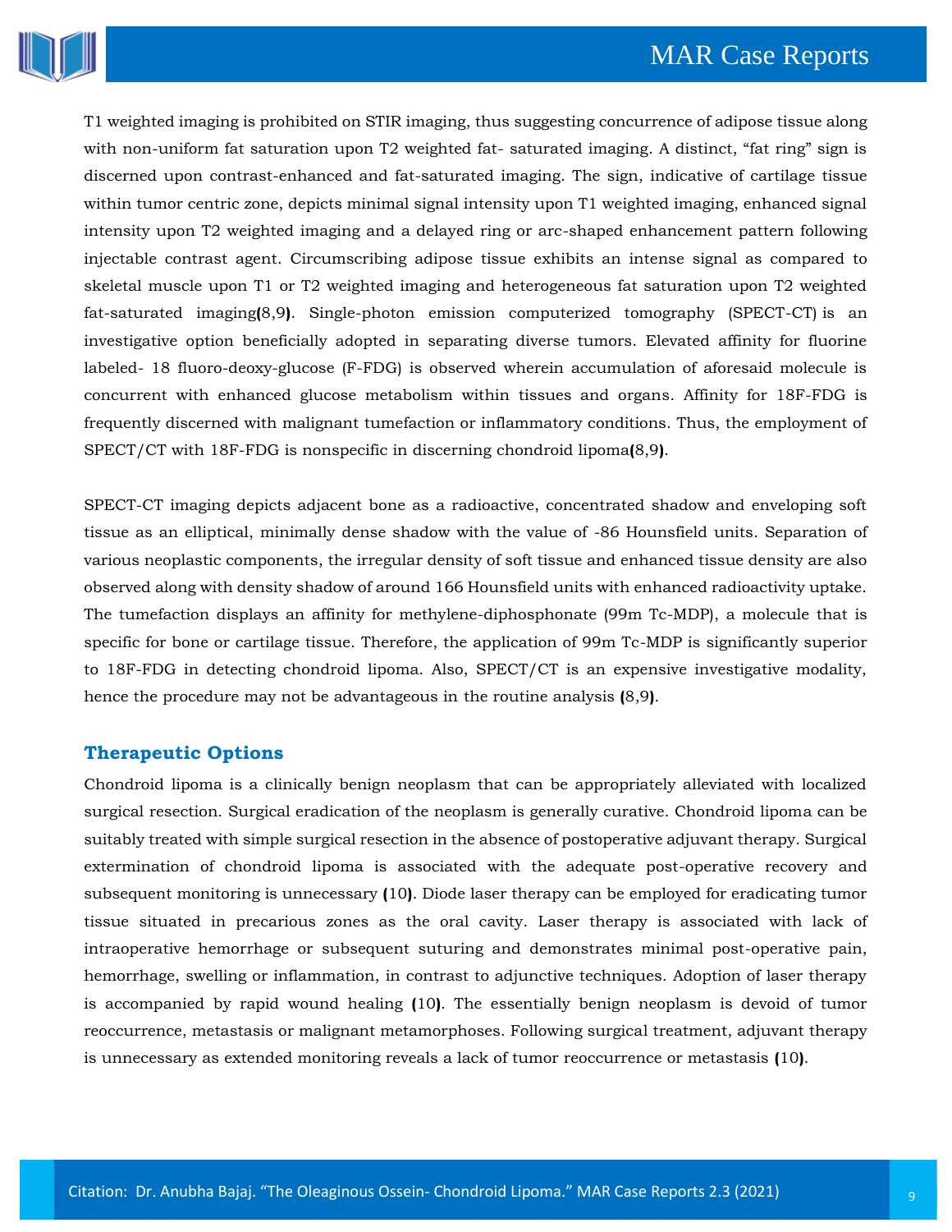T1 weighted imaging is prohibited on STIR imaging, thus suggesting concurrence of adipose tissue along with non-uniform fat saturation upon T2 weighted fat- saturated imaging. A distinct, "fat ring" sign is discerned upon contrast-enhanced and fat-saturated imaging. The sign, indicative of cartilage tissue within tumor centric zone, depicts minimal signal intensity upon T1 weighted imaging, enhanced signal intensity upon T2 weighted imaging and a delayed ring or arc-shaped enhancement pattern following injectable contrast agent. Circumscribing adipose tissue exhibits an intense signal as compared to skeletal muscle upon T1 or T2 weighted imaging and heterogeneous fat saturation upon T2 weighted fat-saturated imaging(8,9). Single-photon emission computerized tomography (SPECT-CT) is an investigative option beneficially adopted in separating diverse tumors. Elevated affinity for fluorine labeled- 18 fluoro-deoxy-glucose (F-FDG) is observed wherein accumulation of aforesaid molecule is concurrent with enhanced glucose metabolism within tissues and organs. Affinity for 18F-FDG is frequently discerned with malignant tumefaction or inflammatory conditions. Thus, the employment of SPECT/CT with 18F-FDG is nonspecific in discerning chondroid lipoma(8,9).

SPECT-CT imaging depicts adjacent bone as a radioactive, concentrated shadow and enveloping soft tissue as an elliptical, minimally dense shadow with the value of -86 Hounsfield units. Separation of various neoplastic components, the irregular density of soft tissue and enhanced tissue density are also observed along with density shadow of around 166 Hounsfield units with enhanced radioactivity uptake. The tumefaction displays an affinity for methylene-diphosphonate (99m Tc-MDP), a molecule that is specific for bone or cartilage tissue. Therefore, the application of 99m Tc-MDP is significantly superior to 18F-FDG in detecting chondroid lipoma. Also, SPECT/CT is an expensive investigative modality, hence the procedure may not be advantageous in the routine analysis (8,9).

## Therapeutic Options

Chondroid lipoma is a clinically benign neoplasm that can be appropriately alleviated with localized surgical resection. Surgical eradication of the neoplasm is generally curative. Chondroid lipoma can be suitably treated with simple surgical resection in the absence of postoperative adjuvant therapy. Surgical extermination of chondroid lipoma is associated with the adequate post-operative recovery and subsequent monitoring is unnecessary (10). Diode laser therapy can be employed for eradicating tumor tissue situated in precarious zones as the oral cavity. Laser therapy is associated with lack of intraoperative hemorrhage or subsequent suturing and demonstrates minimal post-operative pain, hemorrhage, swelling or inflammation, in contrast to adjunctive techniques. Adoption of laser therapy is accompanied by rapid wound healing (10). The essentially benign neoplasm is devoid of tumor reoccurrence, metastasis or malignant metamorphoses. Following surgical treatment, adjuvant therapy is unnecessary as extended monitoring reveals a lack of tumor reoccurrence or metastasis (10).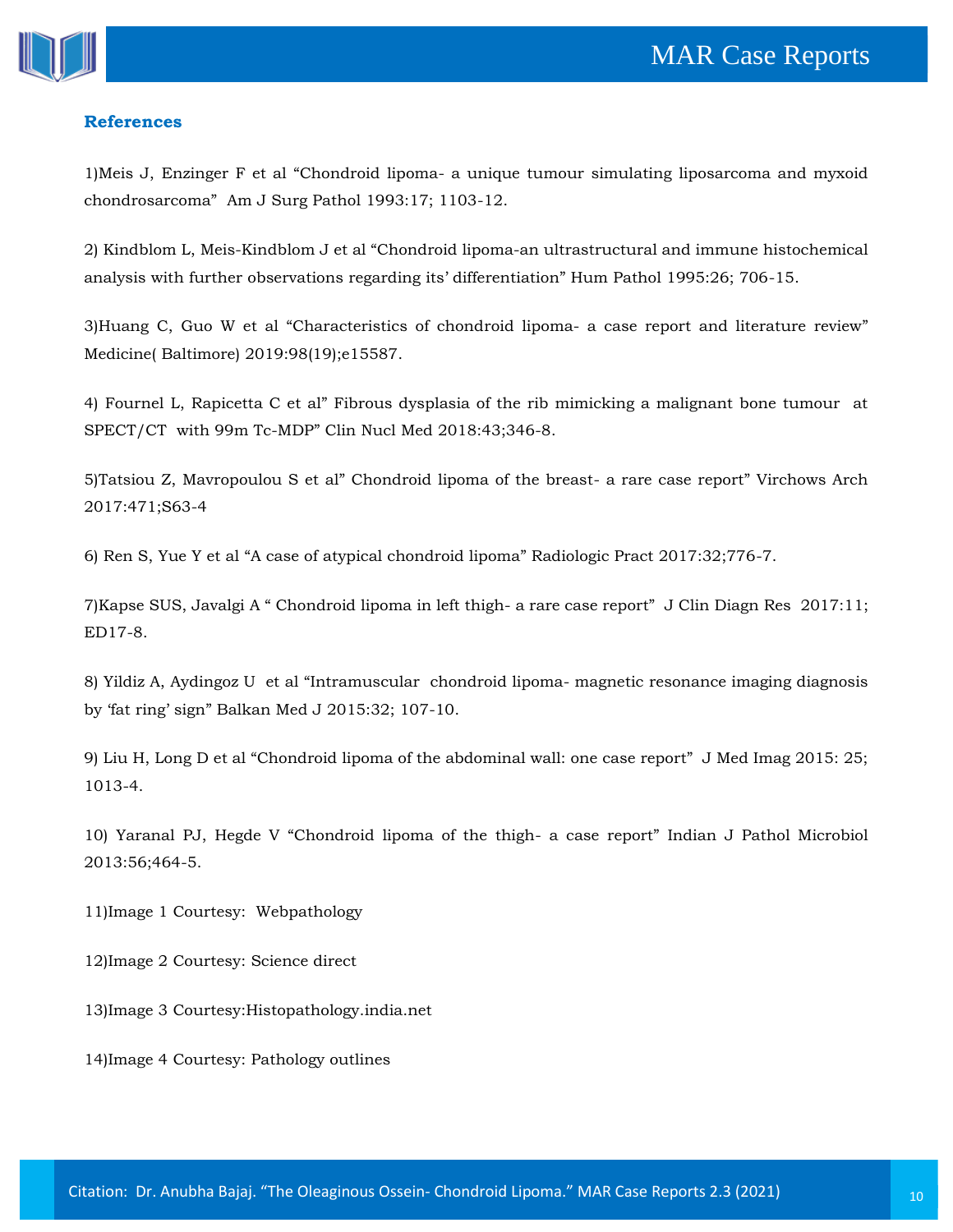## References

1)Meis J, Enzinger F et al "Chondroid lipoma- a unique tumour simulating liposarcoma and myxoid chondrosarcoma" Am J Surg Pathol 1993:17; 1103-12.

2) Kindblom L, Meis-Kindblom J et al "Chondroid lipoma-an ultrastructural and immune histochemical analysis with further observations regarding its' differentiation" Hum Pathol 1995:26; 706-15.

3)Huang C, Guo W et al "Characteristics of chondroid lipoma- a case report and literature review" Medicine( Baltimore) 2019:98(19);e15587.

4) Fournel L, Rapicetta C et al" Fibrous dysplasia of the rib mimicking a malignant bone tumour at SPECT/CT with 99m Tc-MDP" Clin Nucl Med 2018:43;346-8.

5)Tatsiou Z, Mavropoulou S et al" Chondroid lipoma of the breast- a rare case report" Virchows Arch 2017:471;S63-4

6) Ren S, Yue Y et al "A case of atypical chondroid lipoma" Radiologic Pract 2017:32;776-7.

7)Kapse SUS, Javalgi A " Chondroid lipoma in left thigh- a rare case report" J Clin Diagn Res 2017:11; ED17-8.

8) Yildiz A, Aydingoz U et al "Intramuscular chondroid lipoma- magnetic resonance imaging diagnosis by 'fat ring' sign" Balkan Med J 2015:32; 107-10.

9) Liu H, Long D et al "Chondroid lipoma of the abdominal wall: one case report" J Med Imag 2015: 25; 1013-4.

10) Yaranal PJ, Hegde V "Chondroid lipoma of the thigh- a case report" Indian J Pathol Microbiol 2013:56;464-5.

11)Image 1 Courtesy: Webpathology

12)Image 2 Courtesy: Science direct

13)Image 3 Courtesy:Histopathology.india.net

14)Image 4 Courtesy: Pathology outlines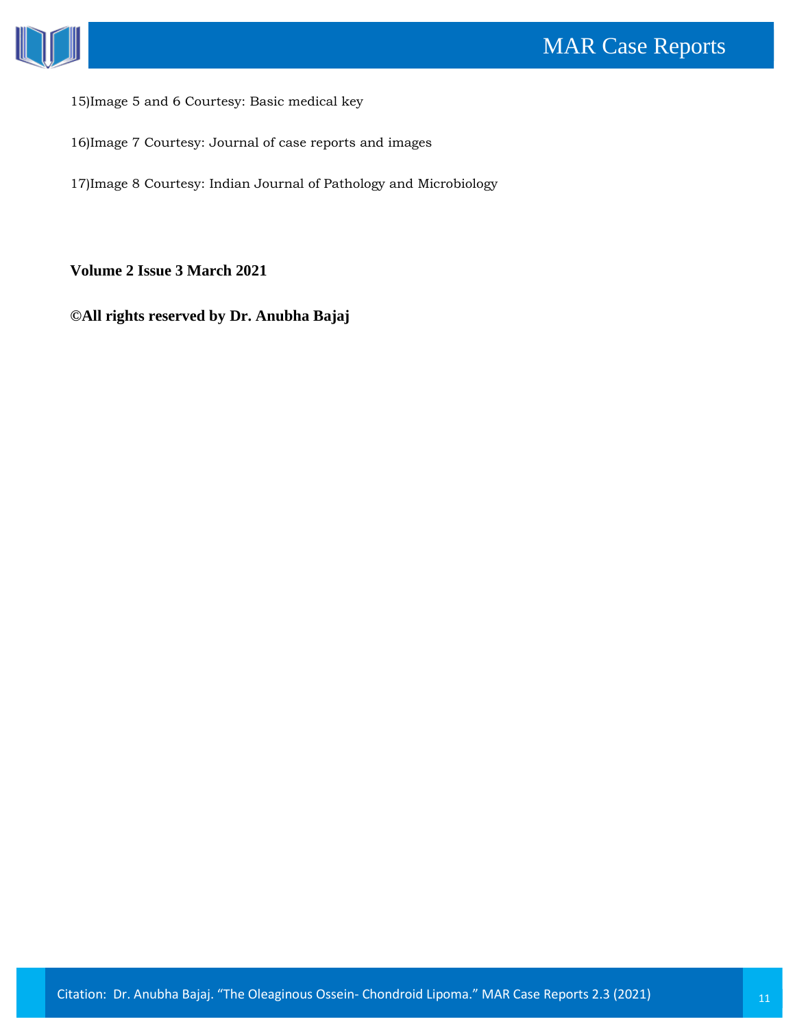15)Image 5 and 6 Courtesy: Basic medical key

16)Image 7 Courtesy: Journal of case reports and images

17)Image 8 Courtesy: Indian Journal of Pathology and Microbiology

**Volume 2 Issue 3 March 2021**

**©All rights reserved by Dr. Anubha Bajaj**